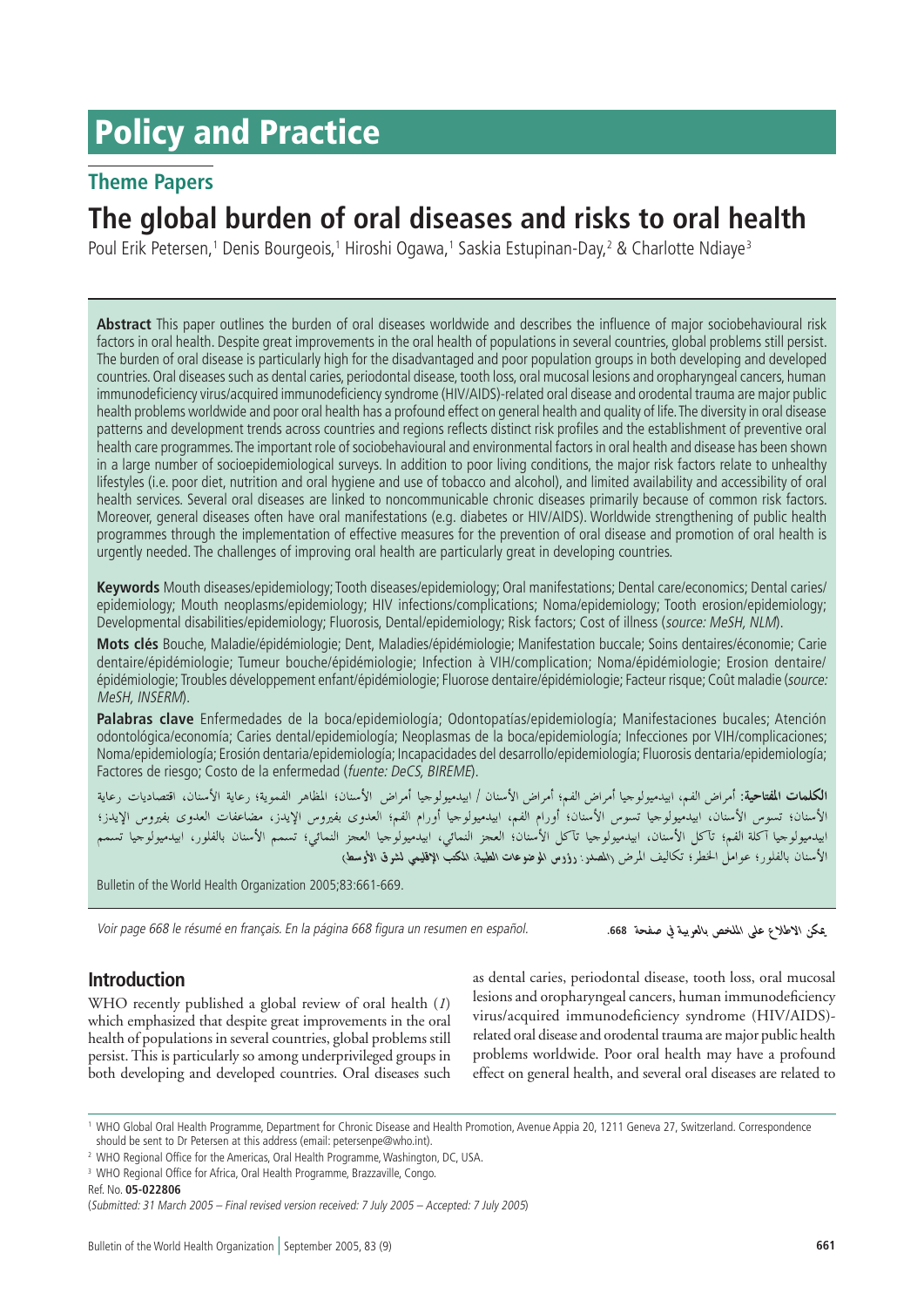# Policy and Practice

## Theme Papers

# The global burden of oral diseases and risks to oral health

Poul Erik Petersen,[1] Denis Bourgeois,[1] Hiroshi Ogawa,[1] Saskia Estupinan-Day,[2] & Charlotte Ndiaye[3]

**Abstract** This paper outlines the burden of oral diseases worldwide and describes the influence of major sociobehavioural risk factors in oral health. Despite great improvements in the oral health of populations in several countries, global problems still persist. The burden of oral disease is particularly high for the disadvantaged and poor population groups in both developing and developed countries. Oral diseases such as dental caries, periodontal disease, tooth loss, oral mucosal lesions and oropharyngeal cancers, human immunodeficiency virus/acquired immunodeficiency syndrome (HIV/AIDS)-related oral disease and orodental trauma are major public health problems worldwide and poor oral health has a profound effect on general health and quality of life. The diversity in oral disease patterns and development trends across countries and regions reflects distinct risk profiles and the establishment of preventive oral health care programmes. The important role of sociobehavioural and environmental factors in oral health and disease has been shown in a large number of socioepidemiological surveys. In addition to poor living conditions, the major risk factors relate to unhealthy lifestyles (i.e. poor diet, nutrition and oral hygiene and use of tobacco and alcohol), and limited availability and accessibility of oral health services. Several oral diseases are linked to noncommunicable chronic diseases primarily because of common risk factors. Moreover, general diseases often have oral manifestations (e.g. diabetes or HIV/AIDS). Worldwide strengthening of public health programmes through the implementation of effective measures for the prevention of oral disease and promotion of oral health is urgently needed. The challenges of improving oral health are particularly great in developing countries.

**Keywords** Mouth diseases/epidemiology; Tooth diseases/epidemiology; Oral manifestations; Dental care/economics; Dental caries/epidemiology; Mouth neoplasms/epidemiology; HIV infections/complications; Noma/epidemiology; Tooth erosion/epidemiology; Developmental disabilities/epidemiology; Fluorosis, Dental/epidemiology; Risk factors; Cost of illness (*source: MeSH, NLM*).

**Mots clés** Bouche, Maladie/épidémiologie; Dent, Maladies/épidémiologie; Manifestation buccale; Soins dentaires/économie; Carie dentaire/épidémiologie; Tumeur bouche/épidémiologie; Infection à VIH/complication; Noma/épidémiologie; Erosion dentaire/épidémiologie; Troubles développement enfant/épidémiologie; Fluorose dentaire/épidémiologie; Facteur risque; Coût maladie (*source: MeSH, INSERM*).

**Palabras clave** Enfermedades de la boca/epidemiología; Odontopatías/epidemiología; Manifestaciones bucales; Atención odontológica/economía; Caries dental/epidemiología; Neoplasmas de la boca/epidemiología; Infecciones por VIH/complicaciones; Noma/epidemiología; Erosión dentaria/epidemiología; Incapacidades del desarrollo/epidemiología; Fluorosis dentaria/epidemiología; Factores de riesgo; Costo de la enfermedad (*fuente: DeCS, BIREME*).

**الكلمات المفتاحية:** أمراض الفم، ابيدميولوجيا أمراض الفم؛ أمراض الأسنان / ابيدميولوجيا أمراض الأسنان؛ المظاهر الفموية؛ رعاية الأسنان، اقتصاديات رعاية الأسنان؛ تسوس الأسنان، ابيدميولوجيا تسوس الأسنان؛ أورام الفم، ابيدميولوجيا أورام الفم؛ العدوى بفيروس الإيدز، مضاعفات العدوى بفيروس الإيدز؛ ابيدميولوجيا آكلة الفم؛ تآكل الأسنان، ابيدميولوجيا تآكل الأسنان؛ العجز النمائي، ابيدميولوجيا العجز النمائي؛ تسمم الأسنان بالفلور، ابيدميولوجيا تسمم الأسنان بالفلور؛ عوامل الخطر؛ تكاليف المرض (المصدر: **رؤوس الموضوعات الطبية، المكتب الإقليمي لشرق الأوسط**)

Bulletin of the World Health Organization 2005;83:661-669.

*Voir page 668 le résumé en français. En la página 668 figura un resumen en español.*

**يمكن الاطلاع على الملخص بالعربية في صفحة 668.**

## Introduction

WHO recently published a global review of oral health (*1*) which emphasized that despite great improvements in the oral health of populations in several countries, global problems still persist. This is particularly so among underprivileged groups in both developing and developed countries. Oral diseases such as dental caries, periodontal disease, tooth loss, oral mucosal lesions and oropharyngeal cancers, human immunodeficiency virus/acquired immunodeficiency syndrome (HIV/AIDS)-related oral disease and orodental trauma are major public health problems worldwide. Poor oral health may have a profound effect on general health, and several oral diseases are related to

[1] WHO Global Oral Health Programme, Department for Chronic Disease and Health Promotion, Avenue Appia 20, 1211 Geneva 27, Switzerland. Correspondence should be sent to Dr Petersen at this address (email: petersenpe@who.int).

[2] WHO Regional Office for the Americas, Oral Health Programme, Washington, DC, USA.

[3] WHO Regional Office for Africa, Oral Health Programme, Brazzaville, Congo.

Ref. No. **05-022806**

(*Submitted: 31 March 2005 – Final revised version received: 7 July 2005 – Accepted: 7 July 2005*)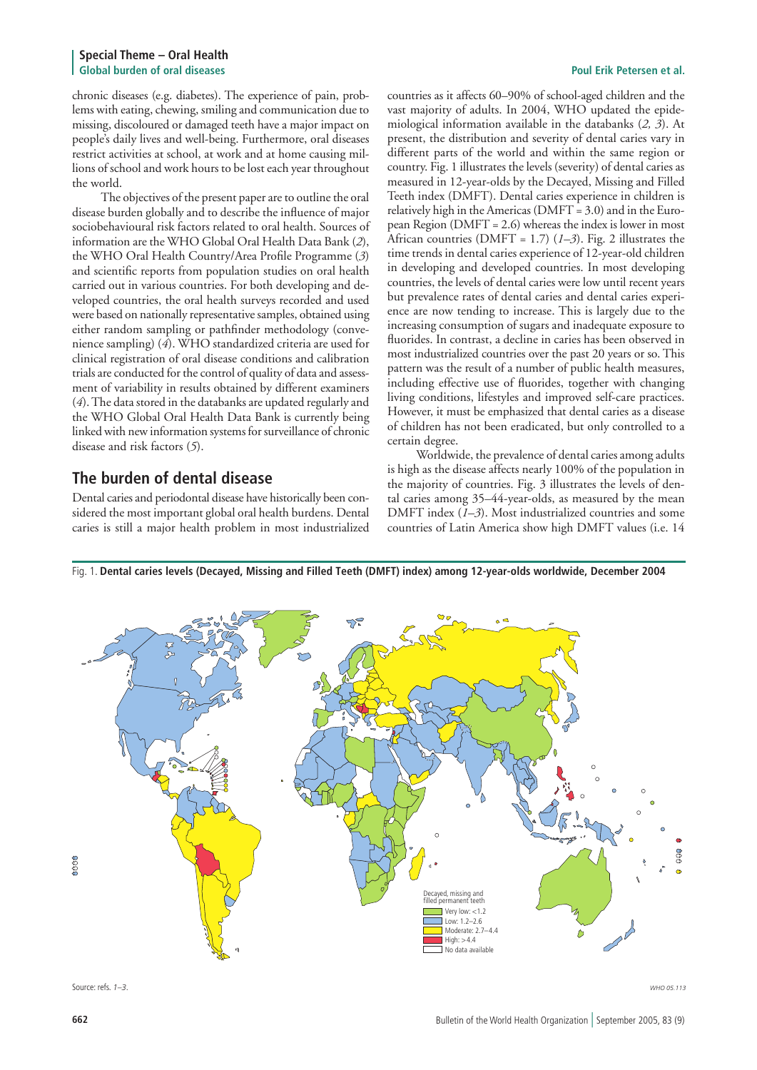chronic diseases (e.g. diabetes). The experience of pain, problems with eating, chewing, smiling and communication due to missing, discoloured or damaged teeth have a major impact on people's daily lives and well-being. Furthermore, oral diseases restrict activities at school, at work and at home causing millions of school and work hours to be lost each year throughout the world.

The objectives of the present paper are to outline the oral disease burden globally and to describe the influence of major sociobehavioural risk factors related to oral health. Sources of information are the WHO Global Oral Health Data Bank (*2*), the WHO Oral Health Country/Area Profile Programme (*3*) and scientific reports from population studies on oral health carried out in various countries. For both developing and developed countries, the oral health surveys recorded and used were based on nationally representative samples, obtained using either random sampling or pathfinder methodology (convenience sampling) (*4*). WHO standardized criteria are used for clinical registration of oral disease conditions and calibration trials are conducted for the control of quality of data and assessment of variability in results obtained by different examiners (*4*). The data stored in the databanks are updated regularly and the WHO Global Oral Health Data Bank is currently being linked with new information systems for surveillance of chronic disease and risk factors (*5*).

## The burden of dental disease

Dental caries and periodontal disease have historically been considered the most important global oral health burdens. Dental caries is still a major health problem in most industrialized countries as it affects 60–90% of school-aged children and the vast majority of adults. In 2004, WHO updated the epidemiological information available in the databanks (*2, 3*). At present, the distribution and severity of dental caries vary in different parts of the world and within the same region or country. Fig. 1 illustrates the levels (severity) of dental caries as measured in 12-year-olds by the Decayed, Missing and Filled Teeth index (DMFT). Dental caries experience in children is relatively high in the Americas (DMFT = 3.0) and in the European Region (DMFT = 2.6) whereas the index is lower in most African countries (DMFT = 1.7) (*1–3*). Fig. 2 illustrates the time trends in dental caries experience of 12-year-old children in developing and developed countries. In most developing countries, the levels of dental caries were low until recent years but prevalence rates of dental caries and dental caries experience are now tending to increase. This is largely due to the increasing consumption of sugars and inadequate exposure to fluorides. In contrast, a decline in caries has been observed in most industrialized countries over the past 20 years or so. This pattern was the result of a number of public health measures, including effective use of fluorides, together with changing living conditions, lifestyles and improved self-care practices. However, it must be emphasized that dental caries as a disease of children has not been eradicated, but only controlled to a certain degree.

Worldwide, the prevalence of dental caries among adults is high as the disease affects nearly 100% of the population in the majority of countries. Fig. 3 illustrates the levels of dental caries among 35–44-year-olds, as measured by the mean DMFT index (*1–3*). Most industrialized countries and some countries of Latin America show high DMFT values (i.e. 14

Fig. 1. **Dental caries levels (Decayed, Missing and Filled Teeth (DMFT) index) among 12-year-olds worldwide, December 2004**

Decayed, missing and filled permanent teeth
- Very low: <1.2
- Low: 1.2–2.6
- Moderate: 2.7–4.4
- High: >4.4
- No data available

Source: refs. *1–3*.

*WHO 05.113*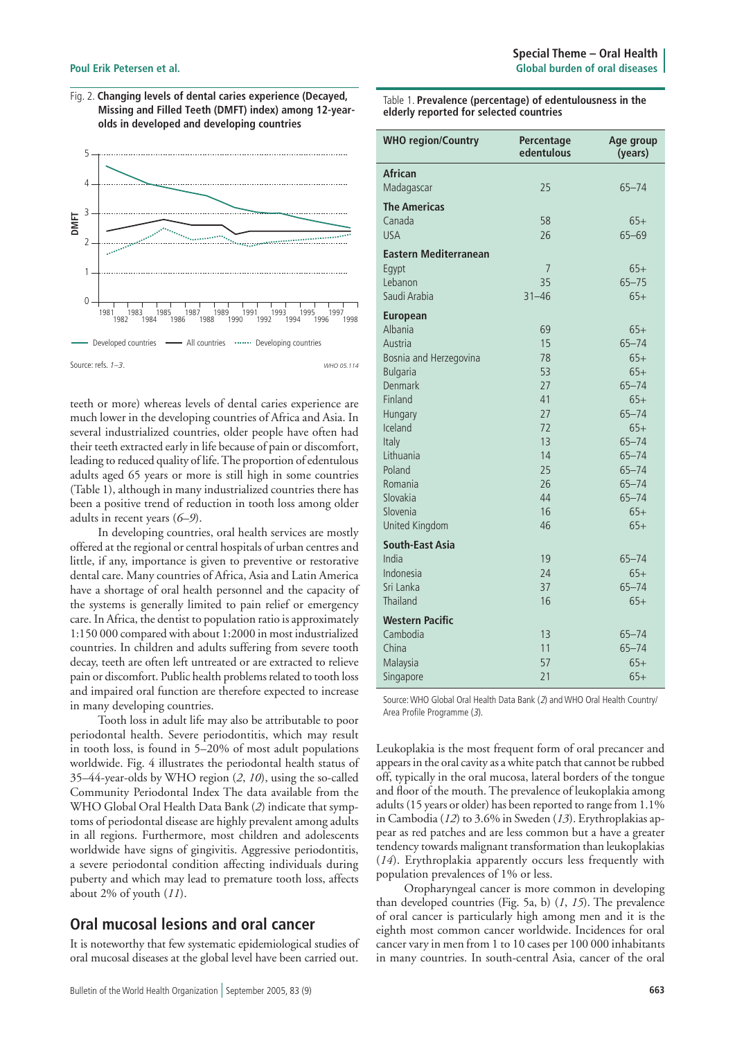Fig. 2. **Changing levels of dental caries experience (Decayed, Missing and Filled Teeth (DMFT) index) among 12-year-olds in developed and developing countries**

Source: refs. *1–3*.

teeth or more) whereas levels of dental caries experience are much lower in the developing countries of Africa and Asia. In several industrialized countries, older people have often had their teeth extracted early in life because of pain or discomfort, leading to reduced quality of life. The proportion of edentulous adults aged 65 years or more is still high in some countries (Table 1), although in many industrialized countries there has been a positive trend of reduction in tooth loss among older adults in recent years (*6–9*).

In developing countries, oral health services are mostly offered at the regional or central hospitals of urban centres and little, if any, importance is given to preventive or restorative dental care. Many countries of Africa, Asia and Latin America have a shortage of oral health personnel and the capacity of the systems is generally limited to pain relief or emergency care. In Africa, the dentist to population ratio is approximately 1:150 000 compared with about 1:2000 in most industrialized countries. In children and adults suffering from severe tooth decay, teeth are often left untreated or are extracted to relieve pain or discomfort. Public health problems related to tooth loss and impaired oral function are therefore expected to increase in many developing countries.

Tooth loss in adult life may also be attributable to poor periodontal health. Severe periodontitis, which may result in tooth loss, is found in 5–20% of most adult populations worldwide. Fig. 4 illustrates the periodontal health status of 35–44-year-olds by WHO region (*2*, *10*), using the so-called Community Periodontal Index The data available from the WHO Global Oral Health Data Bank (*2*) indicate that symptoms of periodontal disease are highly prevalent among adults in all regions. Furthermore, most children and adolescents worldwide have signs of gingivitis. Aggressive periodontitis, a severe periodontal condition affecting individuals during puberty and which may lead to premature tooth loss, affects about 2% of youth (*11*).

## Oral mucosal lesions and oral cancer

It is noteworthy that few systematic epidemiological studies of oral mucosal diseases at the global level have been carried out.

Table 1. **Prevalence (percentage) of edentulousness in the elderly reported for selected countries**

| WHO region/Country | Percentage edentulous | Age group (years) |
|---|---|---|
| **African** | | |
| Madagascar | 25 | 65–74 |
| **The Americas** | | |
| Canada | 58 | 65+ |
| USA | 26 | 65–69 |
| **Eastern Mediterranean** | | |
| Egypt | 7 | 65+ |
| Lebanon | 35 | 65–75 |
| Saudi Arabia | 31–46 | 65+ |
| **European** | | |
| Albania | 69 | 65+ |
| Austria | 15 | 65–74 |
| Bosnia and Herzegovina | 78 | 65+ |
| Bulgaria | 53 | 65+ |
| Denmark | 27 | 65–74 |
| Finland | 41 | 65+ |
| Hungary | 27 | 65–74 |
| Iceland | 72 | 65+ |
| Italy | 13 | 65–74 |
| Lithuania | 14 | 65–74 |
| Poland | 25 | 65–74 |
| Romania | 26 | 65–74 |
| Slovakia | 44 | 65–74 |
| Slovenia | 16 | 65+ |
| United Kingdom | 46 | 65+ |
| **South-East Asia** | | |
| India | 19 | 65–74 |
| Indonesia | 24 | 65+ |
| Sri Lanka | 37 | 65–74 |
| Thailand | 16 | 65+ |
| **Western Pacific** | | |
| Cambodia | 13 | 65–74 |
| China | 11 | 65–74 |
| Malaysia | 57 | 65+ |
| Singapore | 21 | 65+ |

Source: WHO Global Oral Health Data Bank (*2*) and WHO Oral Health Country/Area Profile Programme (*3*).

Leukoplakia is the most frequent form of oral precancer and appears in the oral cavity as a white patch that cannot be rubbed off, typically in the oral mucosa, lateral borders of the tongue and floor of the mouth. The prevalence of leukoplakia among adults (15 years or older) has been reported to range from 1.1% in Cambodia (*12*) to 3.6% in Sweden (*13*). Erythroplakias appear as red patches and are less common but a have a greater tendency towards malignant transformation than leukoplakias (*14*). Erythroplakia apparently occurs less frequently with population prevalences of 1% or less.

Oropharyngeal cancer is more common in developing than developed countries (Fig. 5a, b) (*1*, *15*). The prevalence of oral cancer is particularly high among men and it is the eighth most common cancer worldwide. Incidences for oral cancer vary in men from 1 to 10 cases per 100 000 inhabitants in many countries. In south-central Asia, cancer of the oral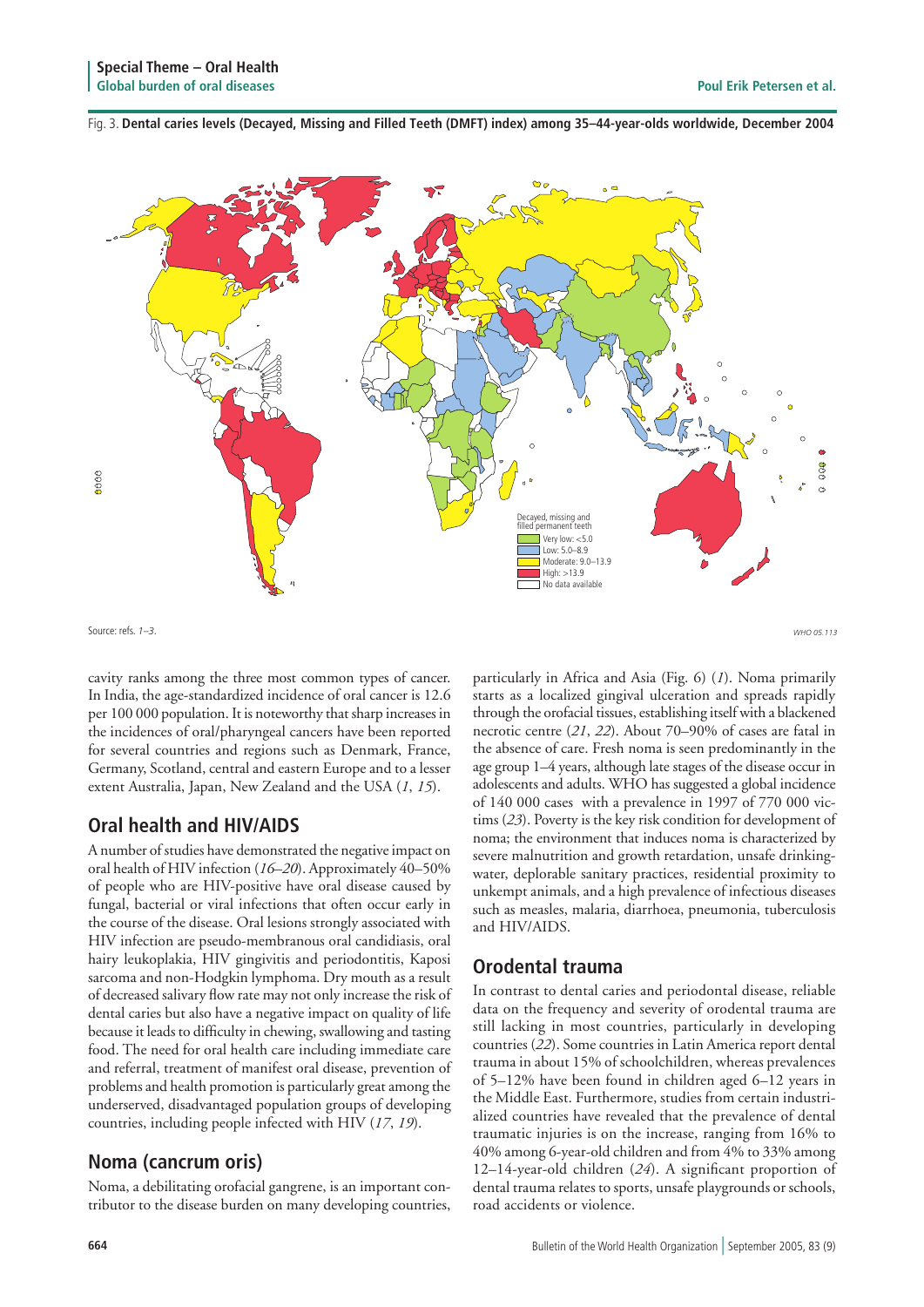Fig. 3. **Dental caries levels (Decayed, Missing and Filled Teeth (DMFT) index) among 35–44-year-olds worldwide, December 2004**

Decayed, missing and filled permanent teeth
- Very low: <5.0
- Low: 5.0–8.9
- Moderate: 9.0–13.9
- High: >13.9
- No data available

Source: refs. *1–3*.

WHO 05.113

cavity ranks among the three most common types of cancer. In India, the age-standardized incidence of oral cancer is 12.6 per 100 000 population. It is noteworthy that sharp increases in the incidences of oral/pharyngeal cancers have been reported for several countries and regions such as Denmark, France, Germany, Scotland, central and eastern Europe and to a lesser extent Australia, Japan, New Zealand and the USA (*1*, *15*).

## Oral health and HIV/AIDS

A number of studies have demonstrated the negative impact on oral health of HIV infection (*16–20*). Approximately 40–50% of people who are HIV-positive have oral disease caused by fungal, bacterial or viral infections that often occur early in the course of the disease. Oral lesions strongly associated with HIV infection are pseudo-membranous oral candidiasis, oral hairy leukoplakia, HIV gingivitis and periodontitis, Kaposi sarcoma and non-Hodgkin lymphoma. Dry mouth as a result of decreased salivary flow rate may not only increase the risk of dental caries but also have a negative impact on quality of life because it leads to difficulty in chewing, swallowing and tasting food. The need for oral health care including immediate care and referral, treatment of manifest oral disease, prevention of problems and health promotion is particularly great among the underserved, disadvantaged population groups of developing countries, including people infected with HIV (*17*, *19*).

## Noma (cancrum oris)

Noma, a debilitating orofacial gangrene, is an important contributor to the disease burden on many developing countries, particularly in Africa and Asia (Fig. 6) (*1*). Noma primarily starts as a localized gingival ulceration and spreads rapidly through the orofacial tissues, establishing itself with a blackened necrotic centre (*21*, *22*). About 70–90% of cases are fatal in the absence of care. Fresh noma is seen predominantly in the age group 1–4 years, although late stages of the disease occur in adolescents and adults. WHO has suggested a global incidence of 140 000 cases with a prevalence in 1997 of 770 000 victims (*23*). Poverty is the key risk condition for development of noma; the environment that induces noma is characterized by severe malnutrition and growth retardation, unsafe drinking-water, deplorable sanitary practices, residential proximity to unkempt animals, and a high prevalence of infectious diseases such as measles, malaria, diarrhoea, pneumonia, tuberculosis and HIV/AIDS.

## Orodental trauma

In contrast to dental caries and periodontal disease, reliable data on the frequency and severity of orodental trauma are still lacking in most countries, particularly in developing countries (*22*). Some countries in Latin America report dental trauma in about 15% of schoolchildren, whereas prevalences of 5–12% have been found in children aged 6–12 years in the Middle East. Furthermore, studies from certain industrialized countries have revealed that the prevalence of dental traumatic injuries is on the increase, ranging from 16% to 40% among 6-year-old children and from 4% to 33% among 12–14-year-old children (*24*). A significant proportion of dental trauma relates to sports, unsafe playgrounds or schools, road accidents or violence.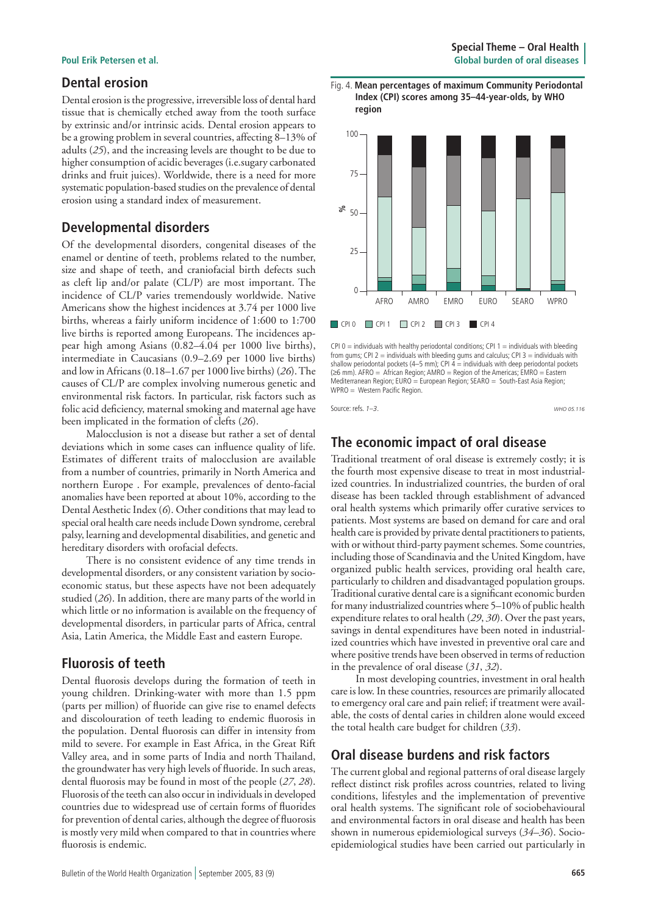## Dental erosion

Dental erosion is the progressive, irreversible loss of dental hard tissue that is chemically etched away from the tooth surface by extrinsic and/or intrinsic acids. Dental erosion appears to be a growing problem in several countries, affecting 8–13% of adults (*25*), and the increasing levels are thought to be due to higher consumption of acidic beverages (i.e.sugary carbonated drinks and fruit juices). Worldwide, there is a need for more systematic population-based studies on the prevalence of dental erosion using a standard index of measurement.

## Developmental disorders

Of the developmental disorders, congenital diseases of the enamel or dentine of teeth, problems related to the number, size and shape of teeth, and craniofacial birth defects such as cleft lip and/or palate (CL/P) are most important. The incidence of CL/P varies tremendously worldwide. Native Americans show the highest incidences at 3.74 per 1000 live births, whereas a fairly uniform incidence of 1:600 to 1:700 live births is reported among Europeans. The incidences appear high among Asians (0.82–4.04 per 1000 live births), intermediate in Caucasians (0.9–2.69 per 1000 live births) and low in Africans (0.18–1.67 per 1000 live births) (*26*). The causes of CL/P are complex involving numerous genetic and environmental risk factors. In particular, risk factors such as folic acid deficiency, maternal smoking and maternal age have been implicated in the formation of clefts (*26*).

Malocclusion is not a disease but rather a set of dental deviations which in some cases can influence quality of life. Estimates of different traits of malocclusion are available from a number of countries, primarily in North America and northern Europe . For example, prevalences of dento-facial anomalies have been reported at about 10%, according to the Dental Aesthetic Index (*6*). Other conditions that may lead to special oral health care needs include Down syndrome, cerebral palsy, learning and developmental disabilities, and genetic and hereditary disorders with orofacial defects.

There is no consistent evidence of any time trends in developmental disorders, or any consistent variation by socio-economic status, but these aspects have not been adequately studied (*26*). In addition, there are many parts of the world in which little or no information is available on the frequency of developmental disorders, in particular parts of Africa, central Asia, Latin America, the Middle East and eastern Europe.

## Fluorosis of teeth

Dental fluorosis develops during the formation of teeth in young children. Drinking-water with more than 1.5 ppm (parts per million) of fluoride can give rise to enamel defects and discolouration of teeth leading to endemic fluorosis in the population. Dental fluorosis can differ in intensity from mild to severe. For example in East Africa, in the Great Rift Valley area, and in some parts of India and north Thailand, the groundwater has very high levels of fluoride. In such areas, dental fluorosis may be found in most of the people (*27*, *28*). Fluorosis of the teeth can also occur in individuals in developed countries due to widespread use of certain forms of fluorides for prevention of dental caries, although the degree of fluorosis is mostly very mild when compared to that in countries where fluorosis is endemic.

Fig. 4. **Mean percentages of maximum Community Periodontal Index (CPI) scores among 35–44-year-olds, by WHO region**

CPI 0 = individuals with healthy periodontal conditions; CPI 1 = individuals with bleeding from gums; CPI 2 = individuals with bleeding gums and calculus; CPI 3 = individuals with shallow periodontal pockets (4–5 mm); CPI 4 = individuals with deep periodontal pockets (≥6 mm). AFRO = African Region; AMRO = Region of the Americas; EMRO = Eastern Mediterranean Region; EURO = European Region; SEARO = South-East Asia Region; WPRO = Western Pacific Region.

Source: refs. *1–3*.

## The economic impact of oral disease

Traditional treatment of oral disease is extremely costly; it is the fourth most expensive disease to treat in most industrialized countries. In industrialized countries, the burden of oral disease has been tackled through establishment of advanced oral health systems which primarily offer curative services to patients. Most systems are based on demand for care and oral health care is provided by private dental practitioners to patients, with or without third-party payment schemes. Some countries, including those of Scandinavia and the United Kingdom, have organized public health services, providing oral health care, particularly to children and disadvantaged population groups. Traditional curative dental care is a significant economic burden for many industrialized countries where 5–10% of public health expenditure relates to oral health (*29*, *30*). Over the past years, savings in dental expenditures have been noted in industrialized countries which have invested in preventive oral care and where positive trends have been observed in terms of reduction in the prevalence of oral disease (*31*, *32*).

In most developing countries, investment in oral health care is low. In these countries, resources are primarily allocated to emergency oral care and pain relief; if treatment were available, the costs of dental caries in children alone would exceed the total health care budget for children (*33*).

## Oral disease burdens and risk factors

The current global and regional patterns of oral disease largely reflect distinct risk profiles across countries, related to living conditions, lifestyles and the implementation of preventive oral health systems. The significant role of sociobehavioural and environmental factors in oral disease and health has been shown in numerous epidemiological surveys (*34*–*36*). Socio-epidemiological studies have been carried out particularly in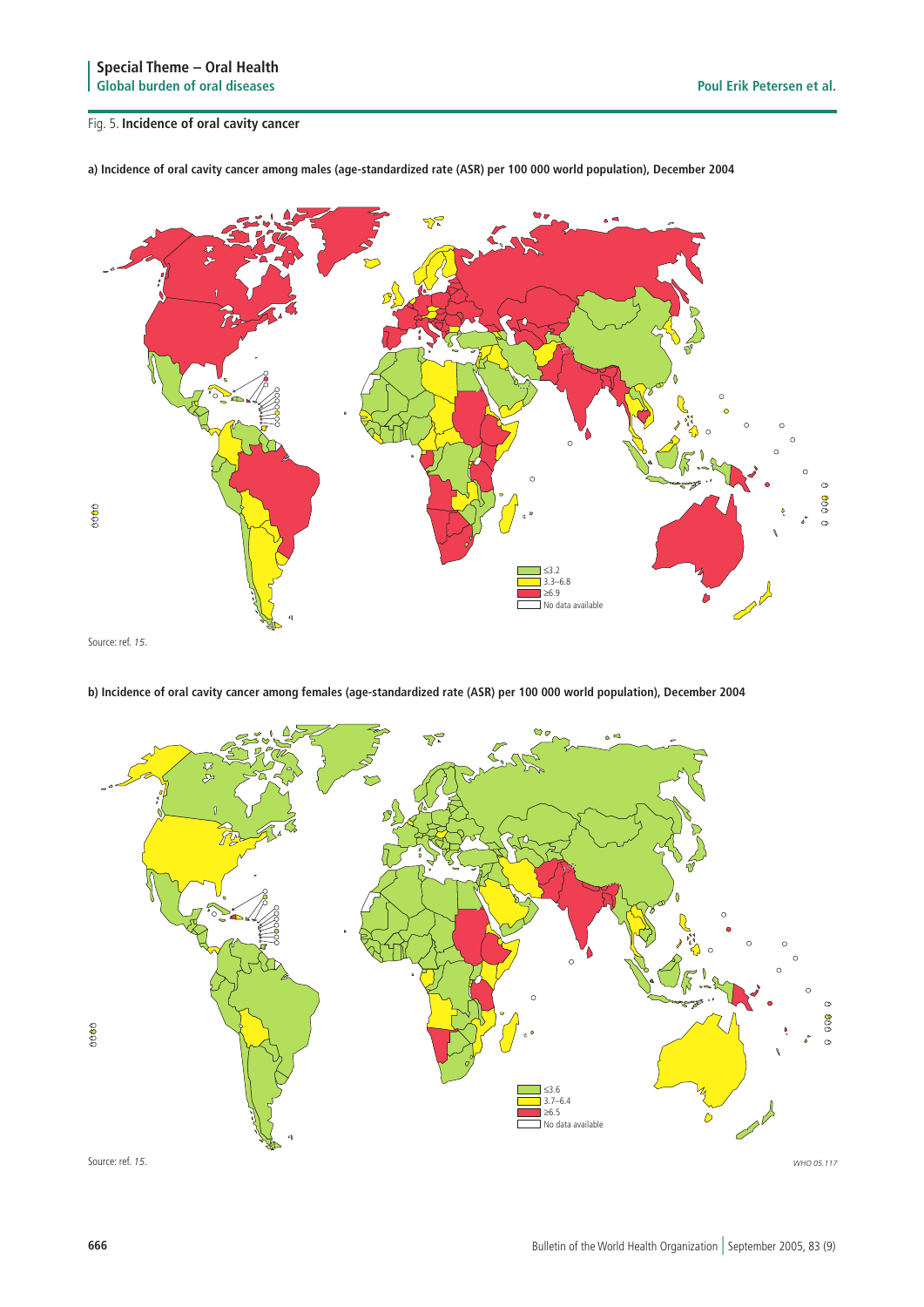Fig. 5. **Incidence of oral cavity cancer**

**a) Incidence of oral cavity cancer among males (age-standardized rate (ASR) per 100 000 world population), December 2004**

≤3.2
3.3–6.8
≥6.9
No data available

Source: ref. *15*.

**b) Incidence of oral cavity cancer among females (age-standardized rate (ASR) per 100 000 world population), December 2004**

≤3.6
3.7–6.4
≥6.5
No data available

Source: ref. *15*.

*WHO 05.117*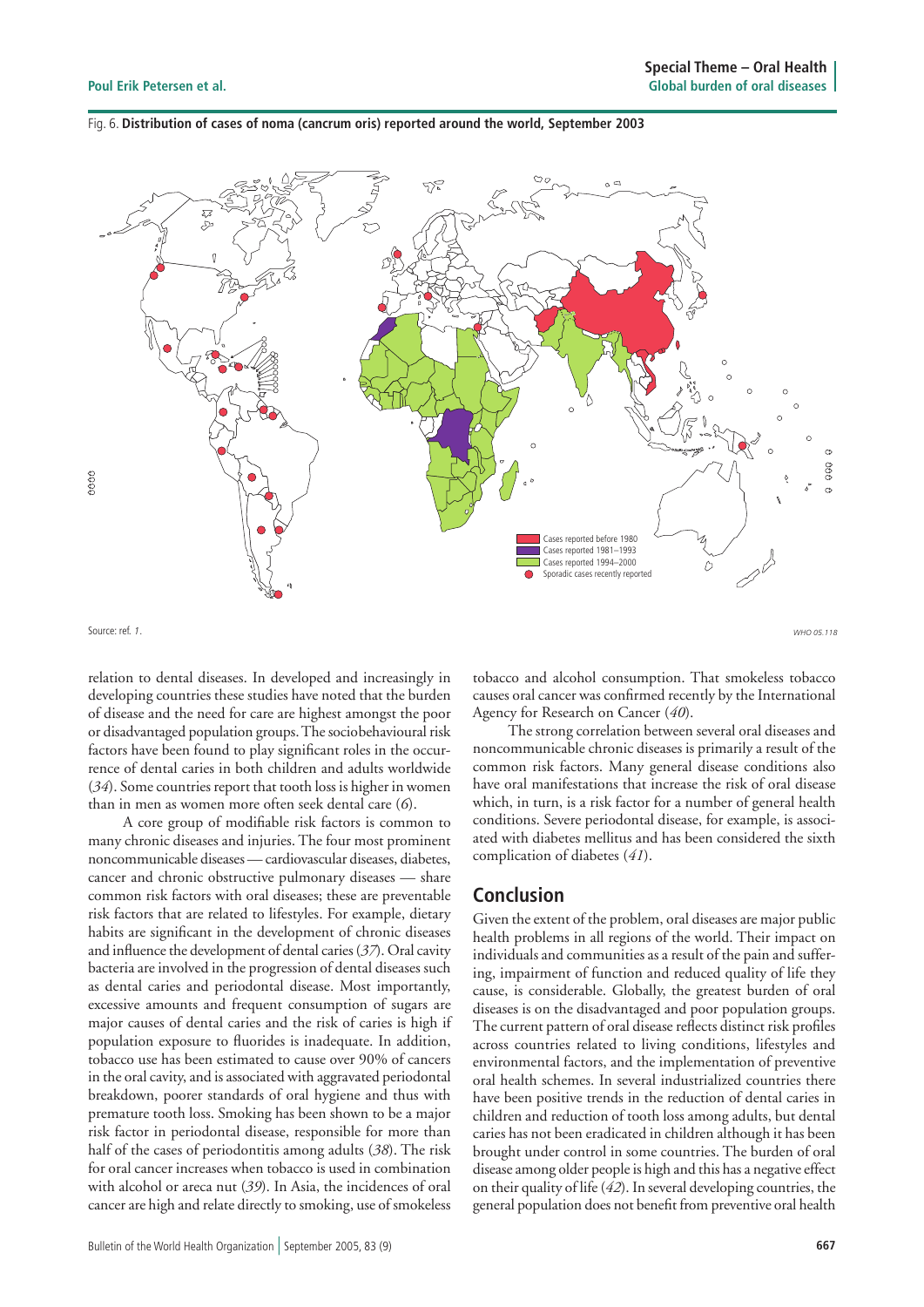Fig. 6. **Distribution of cases of noma (cancrum oris) reported around the world, September 2003**

Cases reported before 1980
Cases reported 1981–1993
Cases reported 1994–2000
Sporadic cases recently reported

Source: ref. *1*.

WHO 05.118

relation to dental diseases. In developed and increasingly in developing countries these studies have noted that the burden of disease and the need for care are highest amongst the poor or disadvantaged population groups. The sociobehavioural risk factors have been found to play significant roles in the occurrence of dental caries in both children and adults worldwide (*34*). Some countries report that tooth loss is higher in women than in men as women more often seek dental care (*6*).

A core group of modifiable risk factors is common to many chronic diseases and injuries. The four most prominent noncommunicable diseases — cardiovascular diseases, diabetes, cancer and chronic obstructive pulmonary diseases — share common risk factors with oral diseases; these are preventable risk factors that are related to lifestyles. For example, dietary habits are significant in the development of chronic diseases and influence the development of dental caries (*37*). Oral cavity bacteria are involved in the progression of dental diseases such as dental caries and periodontal disease. Most importantly, excessive amounts and frequent consumption of sugars are major causes of dental caries and the risk of caries is high if population exposure to fluorides is inadequate. In addition, tobacco use has been estimated to cause over 90% of cancers in the oral cavity, and is associated with aggravated periodontal breakdown, poorer standards of oral hygiene and thus with premature tooth loss. Smoking has been shown to be a major risk factor in periodontal disease, responsible for more than half of the cases of periodontitis among adults (*38*). The risk for oral cancer increases when tobacco is used in combination with alcohol or areca nut (*39*). In Asia, the incidences of oral cancer are high and relate directly to smoking, use of smokeless tobacco and alcohol consumption. That smokeless tobacco causes oral cancer was confirmed recently by the International Agency for Research on Cancer (*40*).

The strong correlation between several oral diseases and noncommunicable chronic diseases is primarily a result of the common risk factors. Many general disease conditions also have oral manifestations that increase the risk of oral disease which, in turn, is a risk factor for a number of general health conditions. Severe periodontal disease, for example, is associated with diabetes mellitus and has been considered the sixth complication of diabetes (*41*).

## Conclusion

Given the extent of the problem, oral diseases are major public health problems in all regions of the world. Their impact on individuals and communities as a result of the pain and suffering, impairment of function and reduced quality of life they cause, is considerable. Globally, the greatest burden of oral diseases is on the disadvantaged and poor population groups. The current pattern of oral disease reflects distinct risk profiles across countries related to living conditions, lifestyles and environmental factors, and the implementation of preventive oral health schemes. In several industrialized countries there have been positive trends in the reduction of dental caries in children and reduction of tooth loss among adults, but dental caries has not been eradicated in children although it has been brought under control in some countries. The burden of oral disease among older people is high and this has a negative effect on their quality of life (*42*). In several developing countries, the general population does not benefit from preventive oral health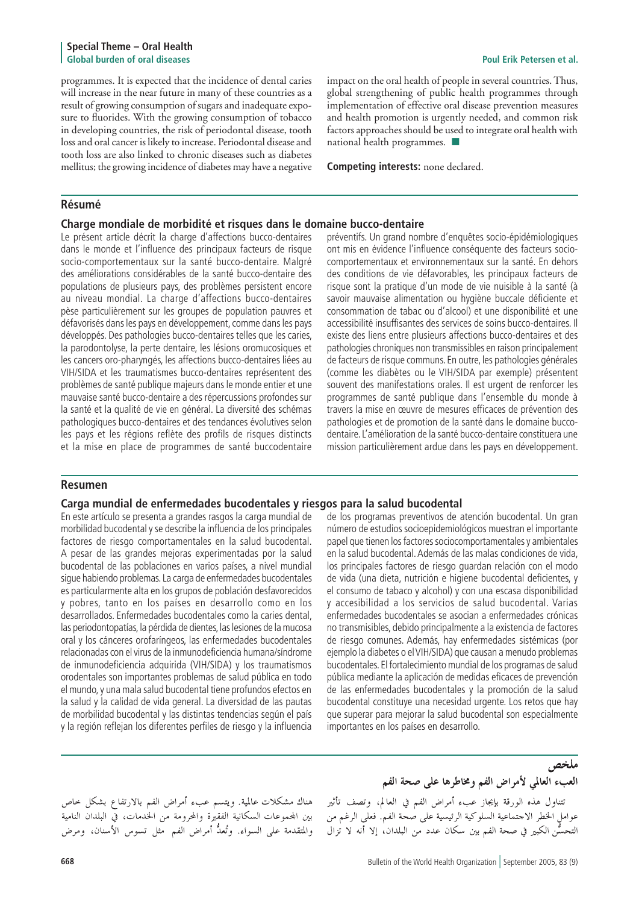programmes. It is expected that the incidence of dental caries will increase in the near future in many of these countries as a result of growing consumption of sugars and inadequate exposure to fluorides. With the growing consumption of tobacco in developing countries, the risk of periodontal disease, tooth loss and oral cancer is likely to increase. Periodontal disease and tooth loss are also linked to chronic diseases such as diabetes mellitus; the growing incidence of diabetes may have a negative impact on the oral health of people in several countries. Thus, global strengthening of public health programmes through implementation of effective oral disease prevention measures and health promotion is urgently needed, and common risk factors approaches should be used to integrate oral health with national health programmes. ■

**Competing interests:** none declared.

## Résumé

### Charge mondiale de morbidité et risques dans le domaine bucco-dentaire

Le présent article décrit la charge d'affections bucco-dentaires dans le monde et l'influence des principaux facteurs de risque socio-comportementaux sur la santé bucco-dentaire. Malgré des améliorations considérables de la santé bucco-dentaire des populations de plusieurs pays, des problèmes persistent encore au niveau mondial. La charge d'affections bucco-dentaires pèse particulièrement sur les groupes de population pauvres et défavorisés dans les pays en développement, comme dans les pays développés. Des pathologies bucco-dentaires telles que les caries, la parodontolyse, la perte dentaire, les lésions oromucosiques et les cancers oro-pharyngés, les affections bucco-dentaires liées au VIH/SIDA et les traumatismes bucco-dentaires représentent des problèmes de santé publique majeurs dans le monde entier et une mauvaise santé bucco-dentaire a des répercussions profondes sur la santé et la qualité de vie en général. La diversité des schémas pathologiques bucco-dentaires et des tendances évolutives selon les pays et les régions reflète des profils de risques distincts et la mise en place de programmes de santé buccodentaire préventifs. Un grand nombre d'enquêtes socio-épidémiologiques ont mis en évidence l'influence conséquente des facteurs socio-comportementaux et environnementaux sur la santé. En dehors des conditions de vie défavorables, les principaux facteurs de risque sont la pratique d'un mode de vie nuisible à la santé (à savoir mauvaise alimentation ou hygiène buccale déficiente et consommation de tabac ou d'alcool) et une disponibilité et une accessibilité insuffisantes des services de soins bucco-dentaires. Il existe des liens entre plusieurs affections bucco-dentaires et des pathologies chroniques non transmissibles en raison principalement de facteurs de risque communs. En outre, les pathologies générales (comme les diabètes ou le VIH/SIDA par exemple) présentent souvent des manifestations orales. Il est urgent de renforcer les programmes de santé publique dans l'ensemble du monde à travers la mise en œuvre de mesures efficaces de prévention des pathologies et de promotion de la santé dans le domaine bucco-dentaire. L'amélioration de la santé bucco-dentaire constituera une mission particulièrement ardue dans les pays en développement.

## Resumen

### Carga mundial de enfermedades bucodentales y riesgos para la salud bucodental

En este artículo se presenta a grandes rasgos la carga mundial de morbilidad bucodental y se describe la influencia de los principales factores de riesgo comportamentales en la salud bucodental. A pesar de las grandes mejoras experimentadas por la salud bucodental de las poblaciones en varios países, a nivel mundial sigue habiendo problemas. La carga de enfermedades bucodentales es particularmente alta en los grupos de población desfavorecidos y pobres, tanto en los países en desarrollo como en los desarrollados. Enfermedades bucodentales como la caries dental, las periodontopatías, la pérdida de dientes, las lesiones de la mucosa oral y los cánceres orofaríngeos, las enfermedades bucodentales relacionadas con el virus de la inmunodeficiencia humana/síndrome de inmunodeficiencia adquirida (VIH/SIDA) y los traumatismos orodentales son importantes problemas de salud pública en todo el mundo, y una mala salud bucodental tiene profundos efectos en la salud y la calidad de vida general. La diversidad de las pautas de morbilidad bucodental y las distintas tendencias según el país y la región reflejan los diferentes perfiles de riesgo y la influencia de los programas preventivos de atención bucodental. Un gran número de estudios socioepidemiológicos muestran el importante papel que tienen los factores sociocomportamentales y ambientales en la salud bucodental. Además de las malas condiciones de vida, los principales factores de riesgo guardan relación con el modo de vida (una dieta, nutrición e higiene bucodental deficientes, y el consumo de tabaco y alcohol) y con una escasa disponibilidad y accesibilidad a los servicios de salud bucodental. Varias enfermedades bucodentales se asocian a enfermedades crónicas no transmisibles, debido principalmente a la existencia de factores de riesgo comunes. Además, hay enfermedades sistémicas (por ejemplo la diabetes o el VIH/SIDA) que causan a menudo problemas bucodentales. El fortalecimiento mundial de los programas de salud pública mediante la aplicación de medidas eficaces de prevención de las enfermedades bucodentales y la promoción de la salud bucodental constituye una necesidad urgente. Los retos que hay que superar para mejorar la salud bucodental son especialmente importantes en los países en desarrollo.

## ملخص

### العبء العالمي لأمراض الفم ومخاطرها على صحة الفم

تتناول هذه الورقة بإيجاز عبء أمراض الفم في العالم، وتصف تأثير عوامل الخطر الاجتماعية السلوكية الرئيسية على صحة الفم. فعلى الرغم من التحسُّن الكبير في صحة الفم بين سكان عدد من البلدان، إلا أنه لا تزال هناك مشكلات عالمية. ويتسم عبء أمراض الفم بالارتفاع بشكل خاص بين المجموعات السكانية الفقيرة والمحرومة من الخدمات، في البلدان النامية والمتقدمة على السواء. وتُعدُّ أمراض الفم مثل تسوس الأسنان، ومرض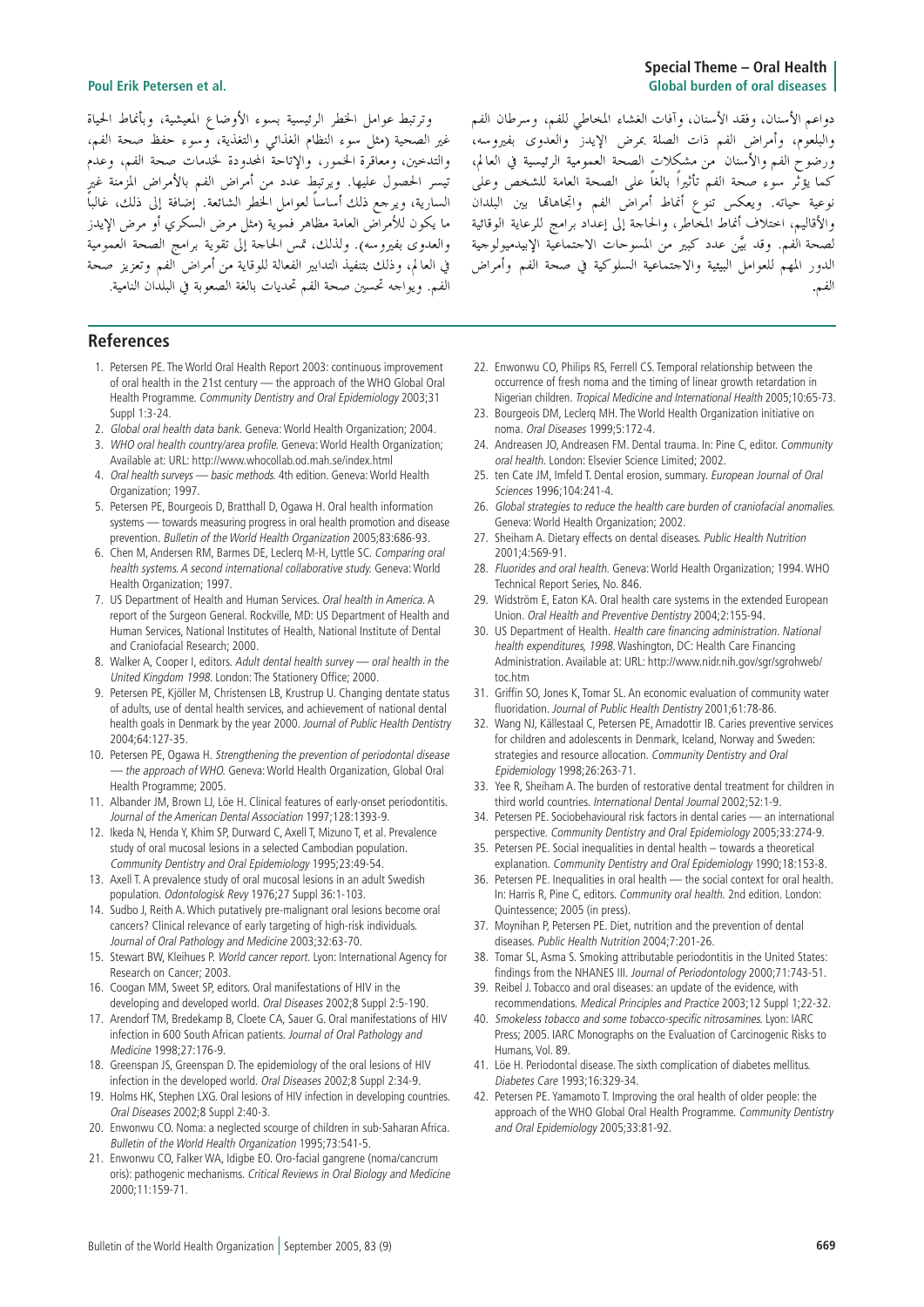دواعم الأسنان، وفقد الأسنان، وآفات الغشاء المخاطي للفم، وسرطان الفم والبلعوم، وأمراض الفم ذات الصلة بمرض الإيدز والعدوى بفيروسه، ورضوح الفم والأسنان من مشكلات الصحة العمومية الرئيسية في العالم، كما يؤثر سوء صحة الفم تأثيراً بالغاً على الصحة العامة للشخص وعلى نوعية حياته. ويعكس تنوع أنماط أمراض الفم واتجاهاتها بين البلدان والأقاليم، اختلاف أنماط المخاطر، والحاجة إلى إعداد برامج للرعاية الوقائية لصحة الفم. وقد بيَّن عدد كبير من المسوحات الاجتماعية الإيبدميولوجية الدور المهم للعوامل البيئية والاجتماعية السلوكية في صحة الفم وأمراض الفم.

وترتبط عوامل الخطر الرئيسية بسوء الأوضاع المعيشية، وبأنماط الحياة غير الصحية (مثل سوء النظام الغذائي والتغذية، وسوء حفظ صحة الفم، والتدخين، ومعاقرة الخمور، والإتاحة المحدودة لخدمات صحة الفم، وعدم تيسر الحصول عليها. ويرتبط عدد من أمراض الفم بالأمراض المزمنة غير السارية، ويرجع ذلك أساساً لعوامل الخطر الشائعة. إضافة إلى ذلك، غالباً ما يكون للأمراض العامة مظاهر فموية (مثل مرض السكري أو مرض الإيدز والعدوى بفيروسه). ولذلك، تمس الحاجة إلى تقوية برامج الصحة العمومية في العالم، وذلك بتنفيذ التدابير الفعالة للوقاية من أمراض الفم وتعزيز صحة الفم. ويواجه تحسين صحة الفم تحديات بالغة الصعوبة في البلدان النامية.

## References

1. Petersen PE. The World Oral Health Report 2003: continuous improvement of oral health in the 21st century — the approach of the WHO Global Oral Health Programme. *Community Dentistry and Oral Epidemiology* 2003;31 Suppl 1:3-24.
2. *Global oral health data bank.* Geneva: World Health Organization; 2004.
3. *WHO oral health country/area profile.* Geneva: World Health Organization; Available at: URL: http://www.whocollab.od.mah.se/index.html
4. *Oral health surveys — basic methods.* 4th edition. Geneva: World Health Organization; 1997.
5. Petersen PE, Bourgeois D, Bratthall D, Ogawa H. Oral health information systems — towards measuring progress in oral health promotion and disease prevention. *Bulletin of the World Health Organization* 2005;83:686-93.
6. Chen M, Andersen RM, Barmes DE, Leclerq M-H, Lyttle SC. *Comparing oral health systems. A second international collaborative study.* Geneva: World Health Organization; 1997.
7. US Department of Health and Human Services. *Oral health in America.* A report of the Surgeon General. Rockville, MD: US Department of Health and Human Services, National Institutes of Health, National Institute of Dental and Craniofacial Research; 2000.
8. Walker A, Cooper I, editors. *Adult dental health survey — oral health in the United Kingdom 1998.* London: The Stationery Office; 2000.
9. Petersen PE, Kjöller M, Christensen LB, Krustrup U. Changing dentate status of adults, use of dental health services, and achievement of national dental health goals in Denmark by the year 2000. *Journal of Public Health Dentistry* 2004;64:127-35.
10. Petersen PE, Ogawa H. *Strengthening the prevention of periodontal disease — the approach of WHO.* Geneva: World Health Organization, Global Oral Health Programme; 2005.
11. Albander JM, Brown LJ, Löe H. Clinical features of early-onset periodontitis. *Journal of the American Dental Association* 1997;128:1393-9.
12. Ikeda N, Henda Y, Khim SP, Durward C, Axell T, Mizuno T, et al. Prevalence study of oral mucosal lesions in a selected Cambodian population. *Community Dentistry and Oral Epidemiology* 1995;23:49-54.
13. Axell T. A prevalence study of oral mucosal lesions in an adult Swedish population. *Odontologisk Revy* 1976;27 Suppl 36:1-103.
14. Sudbo J, Reith A. Which putatively pre-malignant oral lesions become oral cancers? Clinical relevance of early targeting of high-risk individuals. *Journal of Oral Pathology and Medicine* 2003;32:63-70.
15. Stewart BW, Kleihues P. *World cancer report.* Lyon: International Agency for Research on Cancer; 2003.
16. Coogan MM, Sweet SP, editors. Oral manifestations of HIV in the developing and developed world. *Oral Diseases* 2002;8 Suppl 2:5-190.
17. Arendorf TM, Bredekamp B, Cloete CA, Sauer G. Oral manifestations of HIV infection in 600 South African patients. *Journal of Oral Pathology and Medicine* 1998;27:176-9.
18. Greenspan JS, Greenspan D. The epidemiology of the oral lesions of HIV infection in the developed world. *Oral Diseases* 2002;8 Suppl 2:34-9.
19. Holms HK, Stephen LXG. Oral lesions of HIV infection in developing countries. *Oral Diseases* 2002;8 Suppl 2:40-3.
20. Enwonwu CO. Noma: a neglected scourge of children in sub-Saharan Africa. *Bulletin of the World Health Organization* 1995;73:541-5.
21. Enwonwu CO, Falker WA, Idigbe EO. Oro-facial gangrene (noma/cancrum oris): pathogenic mechanisms. *Critical Reviews in Oral Biology and Medicine* 2000;11:159-71.
22. Enwonwu CO, Philips RS, Ferrell CS. Temporal relationship between the occurrence of fresh noma and the timing of linear growth retardation in Nigerian children. *Tropical Medicine and International Health* 2005;10:65-73.
23. Bourgeois DM, Leclerq MH. The World Health Organization initiative on noma. *Oral Diseases* 1999;5:172-4.
24. Andreasen JO, Andreasen FM. Dental trauma. In: Pine C, editor. *Community oral health.* London: Elsevier Science Limited; 2002.
25. ten Cate JM, Imfeld T. Dental erosion, summary. *European Journal of Oral Sciences* 1996;104:241-4.
26. *Global strategies to reduce the health care burden of craniofacial anomalies.* Geneva: World Health Organization; 2002.
27. Sheiham A. Dietary effects on dental diseases. *Public Health Nutrition* 2001;4:569-91.
28. *Fluorides and oral health.* Geneva: World Health Organization; 1994. WHO Technical Report Series, No. 846.
29. Widström E, Eaton KA. Oral health care systems in the extended European Union. *Oral Health and Preventive Dentistry* 2004;2:155-94.
30. US Department of Health. *Health care financing administration. National health expenditures, 1998.* Washington, DC: Health Care Financing Administration. Available at: URL: http://www.nidr.nih.gov/sgr/sgrohweb/toc.htm
31. Griffin SO, Jones K, Tomar SL. An economic evaluation of community water fluoridation. *Journal of Public Health Dentistry* 2001;61:78-86.
32. Wang NJ, Källestaal C, Petersen PE, Arnadottir IB. Caries preventive services for children and adolescents in Denmark, Iceland, Norway and Sweden: strategies and resource allocation. *Community Dentistry and Oral Epidemiology* 1998;26:263-71.
33. Yee R, Sheiham A. The burden of restorative dental treatment for children in third world countries. *International Dental Journal* 2002;52:1-9.
34. Petersen PE. Sociobehavioural risk factors in dental caries — an international perspective. *Community Dentistry and Oral Epidemiology* 2005;33:274-9.
35. Petersen PE. Social inequalities in dental health – towards a theoretical explanation. *Community Dentistry and Oral Epidemiology* 1990;18:153-8.
36. Petersen PE. Inequalities in oral health — the social context for oral health. In: Harris R, Pine C, editors. *Community oral health.* 2nd edition. London: Quintessence; 2005 (in press).
37. Moynihan P, Petersen PE. Diet, nutrition and the prevention of dental diseases. *Public Health Nutrition* 2004;7:201-26.
38. Tomar SL, Asma S. Smoking attributable periodontitis in the United States: findings from the NHANES III. *Journal of Periodontology* 2000;71:743-51.
39. Reibel J. Tobacco and oral diseases: an update of the evidence, with recommendations. *Medical Principles and Practice* 2003;12 Suppl 1;22-32.
40. *Smokeless tobacco and some tobacco-specific nitrosamines.* Lyon: IARC Press; 2005. IARC Monographs on the Evaluation of Carcinogenic Risks to Humans, Vol. 89.
41. Löe H. Periodontal disease. The sixth complication of diabetes mellitus. *Diabetes Care* 1993;16:329-34.
42. Petersen PE. Yamamoto T. Improving the oral health of older people: the approach of the WHO Global Oral Health Programme. *Community Dentistry and Oral Epidemiology* 2005;33:81-92.